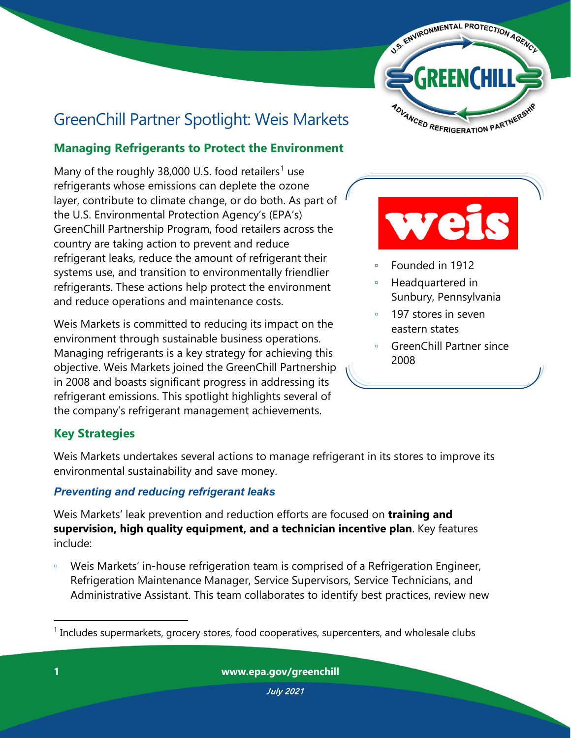# GreenChill Partner Spotlight: Weis Markets

## Managing Refrigerants to Protect the Environment

Many of the roughly 38,000 U.S. food retailers[1] use refrigerants whose emissions can deplete the ozone layer, contribute to climate change, or do both. As part of the U.S. Environmental Protection Agency's (EPA's) GreenChill Partnership Program, food retailers across the country are taking action to prevent and reduce refrigerant leaks, reduce the amount of refrigerant their systems use, and transition to environmentally friendlier refrigerants. These actions help protect the environment and reduce operations and maintenance costs.

Weis Markets is committed to reducing its impact on the environment through sustainable business operations. Managing refrigerants is a key strategy for achieving this objective. Weis Markets joined the GreenChill Partnership in 2008 and boasts significant progress in addressing its refrigerant emissions. This spotlight highlights several of the company's refrigerant management achievements.

- Founded in 1912
- Headquartered in Sunbury, Pennsylvania
- 197 stores in seven eastern states
- GreenChill Partner since 2008

## Key Strategies

Weis Markets undertakes several actions to manage refrigerant in its stores to improve its environmental sustainability and save money.

### *Preventing and reducing refrigerant leaks*

Weis Markets' leak prevention and reduction efforts are focused on **training and supervision, high quality equipment, and a technician incentive plan**. Key features include:

- Weis Markets' in-house refrigeration team is comprised of a Refrigeration Engineer, Refrigeration Maintenance Manager, Service Supervisors, Service Technicians, and Administrative Assistant. This team collaborates to identify best practices, review new

[1] Includes supermarkets, grocery stores, food cooperatives, supercenters, and wholesale clubs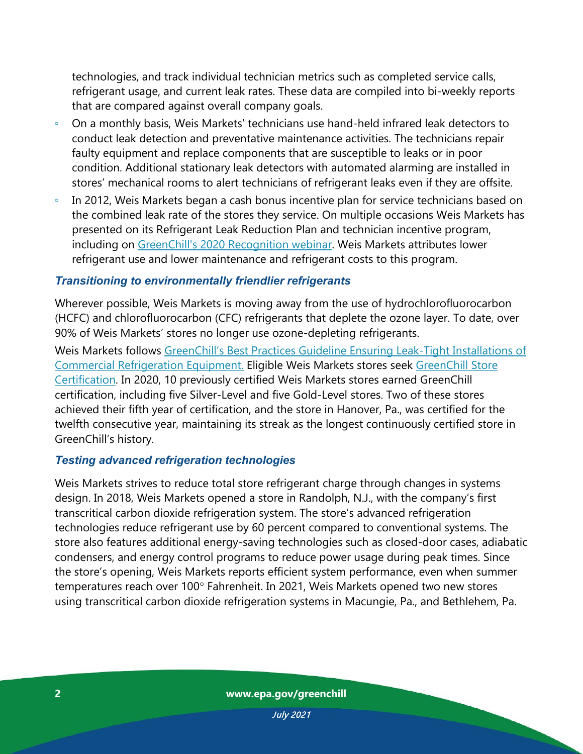technologies, and track individual technician metrics such as completed service calls, refrigerant usage, and current leak rates. These data are compiled into bi-weekly reports that are compared against overall company goals.

- On a monthly basis, Weis Markets' technicians use hand-held infrared leak detectors to conduct leak detection and preventative maintenance activities. The technicians repair faulty equipment and replace components that are susceptible to leaks or in poor condition. Additional stationary leak detectors with automated alarming are installed in stores' mechanical rooms to alert technicians of refrigerant leaks even if they are offsite.
- In 2012, Weis Markets began a cash bonus incentive plan for service technicians based on the combined leak rate of the stores they service. On multiple occasions Weis Markets has presented on its Refrigerant Leak Reduction Plan and technician incentive program, including on GreenChill's 2020 Recognition webinar. Weis Markets attributes lower refrigerant use and lower maintenance and refrigerant costs to this program.

### *Transitioning to environmentally friendlier refrigerants*

Wherever possible, Weis Markets is moving away from the use of hydrochlorofluorocarbon (HCFC) and chlorofluorocarbon (CFC) refrigerants that deplete the ozone layer. To date, over 90% of Weis Markets' stores no longer use ozone-depleting refrigerants.

Weis Markets follows GreenChill's Best Practices Guideline Ensuring Leak-Tight Installations of Commercial Refrigeration Equipment. Eligible Weis Markets stores seek GreenChill Store Certification. In 2020, 10 previously certified Weis Markets stores earned GreenChill certification, including five Silver-Level and five Gold-Level stores. Two of these stores achieved their fifth year of certification, and the store in Hanover, Pa., was certified for the twelfth consecutive year, maintaining its streak as the longest continuously certified store in GreenChill's history.

### *Testing advanced refrigeration technologies*

Weis Markets strives to reduce total store refrigerant charge through changes in systems design. In 2018, Weis Markets opened a store in Randolph, N.J., with the company's first transcritical carbon dioxide refrigeration system. The store's advanced refrigeration technologies reduce refrigerant use by 60 percent compared to conventional systems. The store also features additional energy-saving technologies such as closed-door cases, adiabatic condensers, and energy control programs to reduce power usage during peak times. Since the store's opening, Weis Markets reports efficient system performance, even when summer temperatures reach over 100° Fahrenheit. In 2021, Weis Markets opened two new stores using transcritical carbon dioxide refrigeration systems in Macungie, Pa., and Bethlehem, Pa.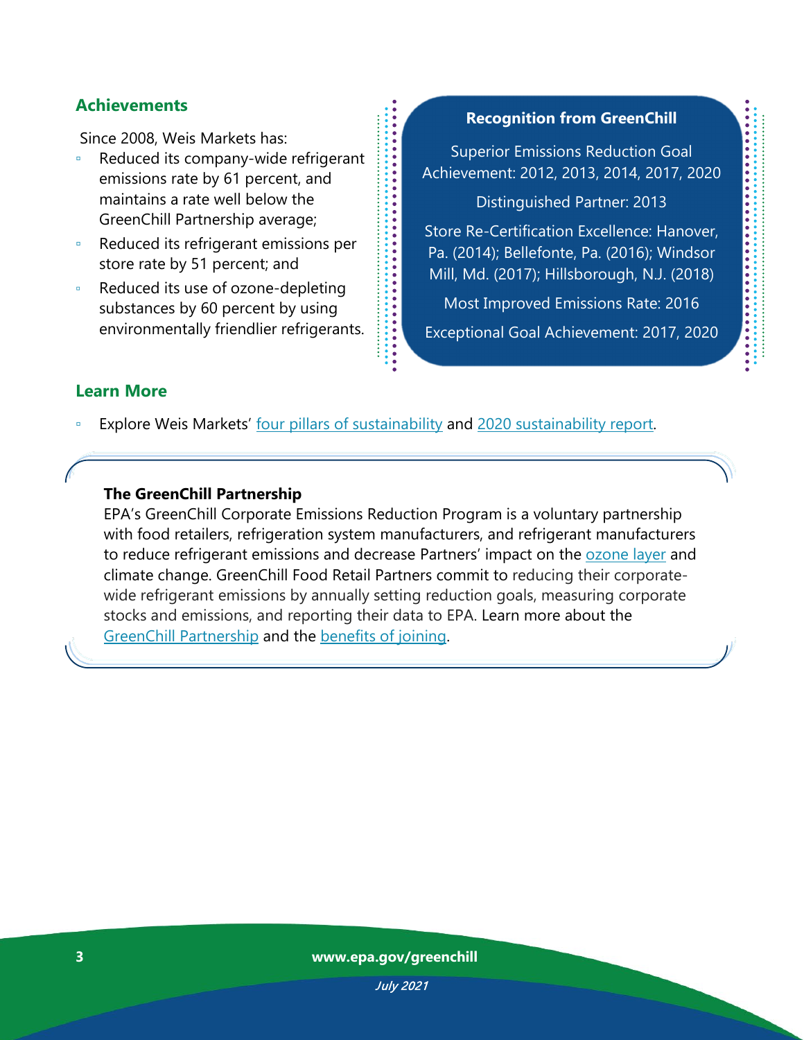## Achievements

Since 2008, Weis Markets has:

- Reduced its company-wide refrigerant emissions rate by 61 percent, and maintains a rate well below the GreenChill Partnership average;
- Reduced its refrigerant emissions per store rate by 51 percent; and
- Reduced its use of ozone-depleting substances by 60 percent by using environmentally friendlier refrigerants.

### Recognition from GreenChill

Superior Emissions Reduction Goal Achievement: 2012, 2013, 2014, 2017, 2020

Distinguished Partner: 2013

Store Re-Certification Excellence: Hanover, Pa. (2014); Bellefonte, Pa. (2016); Windsor Mill, Md. (2017); Hillsborough, N.J. (2018)

Most Improved Emissions Rate: 2016

Exceptional Goal Achievement: 2017, 2020

## Learn More

- Explore Weis Markets' four pillars of sustainability and 2020 sustainability report.

**The GreenChill Partnership**

EPA's GreenChill Corporate Emissions Reduction Program is a voluntary partnership with food retailers, refrigeration system manufacturers, and refrigerant manufacturers to reduce refrigerant emissions and decrease Partners' impact on the ozone layer and climate change. GreenChill Food Retail Partners commit to reducing their corporate-wide refrigerant emissions by annually setting reduction goals, measuring corporate stocks and emissions, and reporting their data to EPA. Learn more about the GreenChill Partnership and the benefits of joining.

www.epa.gov/greenchill

*July 2021*